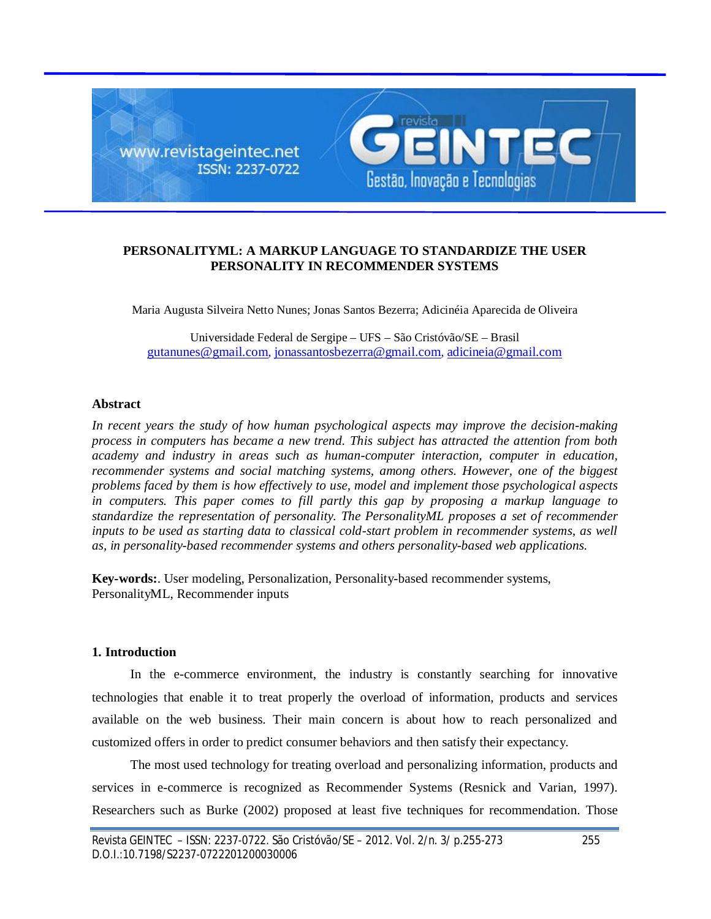# PERSONALITYML: A MARKUP LANGUAGE TO STANDARDIZE THE USER PERSONALITY IN RECOMMENDER SYSTEMS

Maria Augusta Silveira Netto Nunes; Jonas Santos Bezerra; Adicinéia Aparecida de Oliveira

Universidade Federal de Sergipe – UFS – São Cristóvão/SE – Brasil
gutanunes@gmail.com, jonassantosbezerra@gmail.com, adicineia@gmail.com

## Abstract

*In recent years the study of how human psychological aspects may improve the decision-making process in computers has became a new trend. This subject has attracted the attention from both academy and industry in areas such as human-computer interaction, computer in education, recommender systems and social matching systems, among others. However, one of the biggest problems faced by them is how effectively to use, model and implement those psychological aspects in computers. This paper comes to fill partly this gap by proposing a markup language to standardize the representation of personality. The PersonalityML proposes a set of recommender inputs to be used as starting data to classical cold-start problem in recommender systems, as well as, in personality-based recommender systems and others personality-based web applications.*

**Key-words:**. User modeling, Personalization, Personality-based recommender systems, PersonalityML, Recommender inputs

## 1. Introduction

In the e-commerce environment, the industry is constantly searching for innovative technologies that enable it to treat properly the overload of information, products and services available on the web business. Their main concern is about how to reach personalized and customized offers in order to predict consumer behaviors and then satisfy their expectancy.

The most used technology for treating overload and personalizing information, products and services in e-commerce is recognized as Recommender Systems (Resnick and Varian, 1997). Researchers such as Burke (2002) proposed at least five techniques for recommendation. Those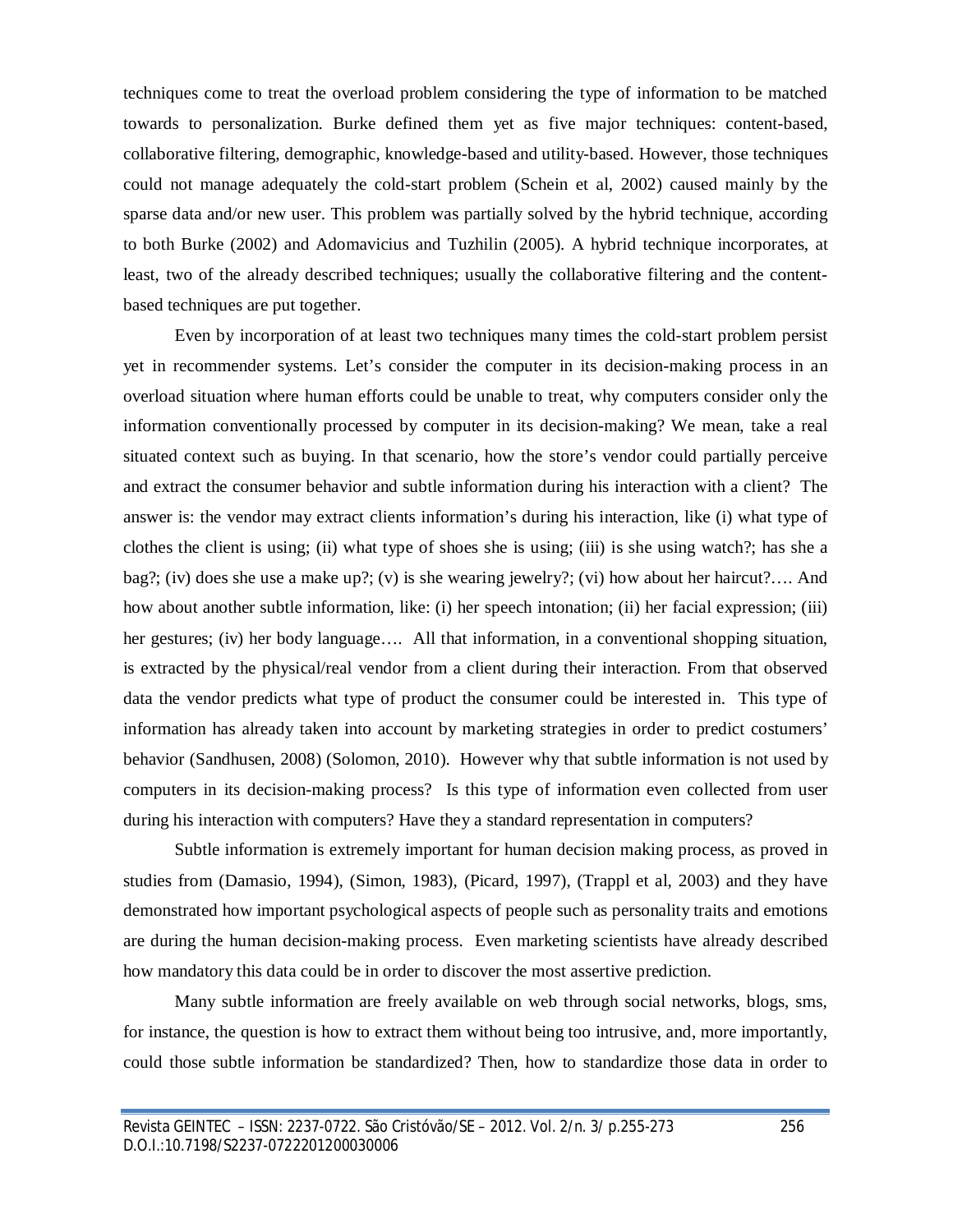techniques come to treat the overload problem considering the type of information to be matched towards to personalization. Burke defined them yet as five major techniques: content-based, collaborative filtering, demographic, knowledge-based and utility-based. However, those techniques could not manage adequately the cold-start problem (Schein et al, 2002) caused mainly by the sparse data and/or new user. This problem was partially solved by the hybrid technique, according to both Burke (2002) and Adomavicius and Tuzhilin (2005). A hybrid technique incorporates, at least, two of the already described techniques; usually the collaborative filtering and the content-based techniques are put together.

Even by incorporation of at least two techniques many times the cold-start problem persist yet in recommender systems. Let's consider the computer in its decision-making process in an overload situation where human efforts could be unable to treat, why computers consider only the information conventionally processed by computer in its decision-making? We mean, take a real situated context such as buying. In that scenario, how the store's vendor could partially perceive and extract the consumer behavior and subtle information during his interaction with a client? The answer is: the vendor may extract clients information's during his interaction, like (i) what type of clothes the client is using; (ii) what type of shoes she is using; (iii) is she using watch?; has she a bag?; (iv) does she use a make up?; (v) is she wearing jewelry?; (vi) how about her haircut?…. And how about another subtle information, like: (i) her speech intonation; (ii) her facial expression; (iii) her gestures; (iv) her body language…. All that information, in a conventional shopping situation, is extracted by the physical/real vendor from a client during their interaction. From that observed data the vendor predicts what type of product the consumer could be interested in. This type of information has already taken into account by marketing strategies in order to predict costumers' behavior (Sandhusen, 2008) (Solomon, 2010). However why that subtle information is not used by computers in its decision-making process? Is this type of information even collected from user during his interaction with computers? Have they a standard representation in computers?

Subtle information is extremely important for human decision making process, as proved in studies from (Damasio, 1994), (Simon, 1983), (Picard, 1997), (Trappl et al, 2003) and they have demonstrated how important psychological aspects of people such as personality traits and emotions are during the human decision-making process. Even marketing scientists have already described how mandatory this data could be in order to discover the most assertive prediction.

Many subtle information are freely available on web through social networks, blogs, sms, for instance, the question is how to extract them without being too intrusive, and, more importantly, could those subtle information be standardized? Then, how to standardize those data in order to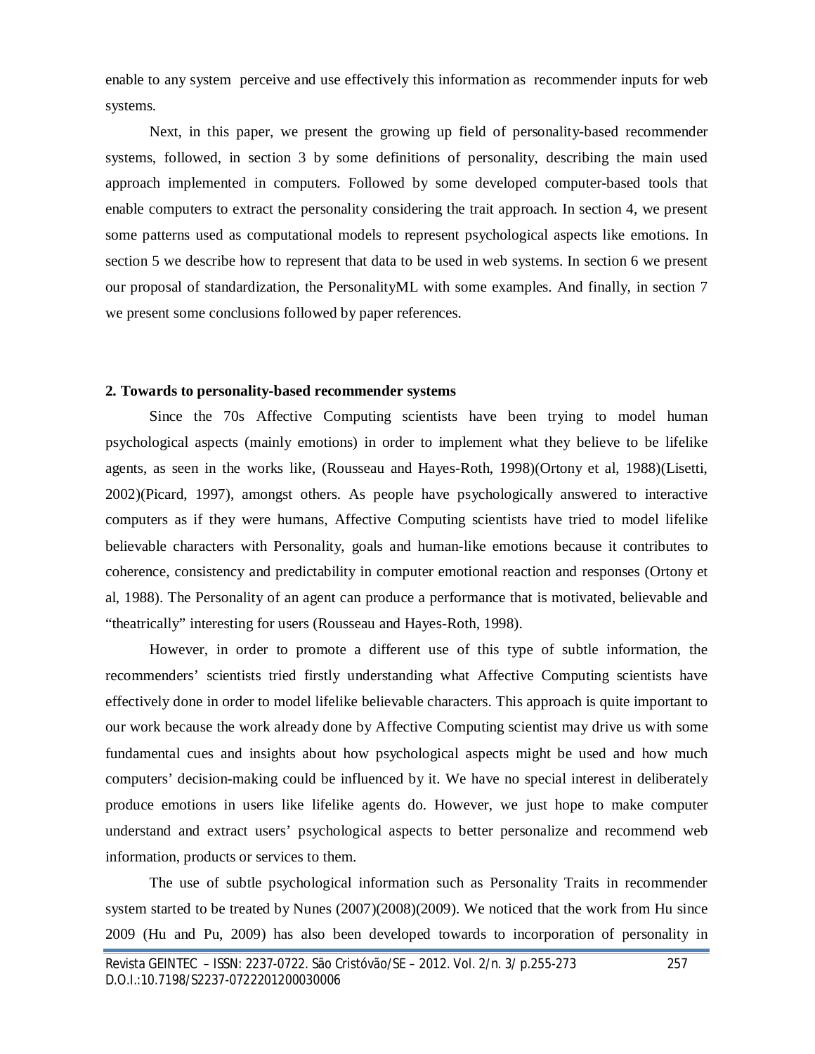enable to any system perceive and use effectively this information as recommender inputs for web systems.

Next, in this paper, we present the growing up field of personality-based recommender systems, followed, in section 3 by some definitions of personality, describing the main used approach implemented in computers. Followed by some developed computer-based tools that enable computers to extract the personality considering the trait approach. In section 4, we present some patterns used as computational models to represent psychological aspects like emotions. In section 5 we describe how to represent that data to be used in web systems. In section 6 we present our proposal of standardization, the PersonalityML with some examples. And finally, in section 7 we present some conclusions followed by paper references.

## 2. Towards to personality-based recommender systems

Since the 70s Affective Computing scientists have been trying to model human psychological aspects (mainly emotions) in order to implement what they believe to be lifelike agents, as seen in the works like, (Rousseau and Hayes-Roth, 1998)(Ortony et al, 1988)(Lisetti, 2002)(Picard, 1997), amongst others. As people have psychologically answered to interactive computers as if they were humans, Affective Computing scientists have tried to model lifelike believable characters with Personality, goals and human-like emotions because it contributes to coherence, consistency and predictability in computer emotional reaction and responses (Ortony et al, 1988). The Personality of an agent can produce a performance that is motivated, believable and "theatrically" interesting for users (Rousseau and Hayes-Roth, 1998).

However, in order to promote a different use of this type of subtle information, the recommenders' scientists tried firstly understanding what Affective Computing scientists have effectively done in order to model lifelike believable characters. This approach is quite important to our work because the work already done by Affective Computing scientist may drive us with some fundamental cues and insights about how psychological aspects might be used and how much computers' decision-making could be influenced by it. We have no special interest in deliberately produce emotions in users like lifelike agents do. However, we just hope to make computer understand and extract users' psychological aspects to better personalize and recommend web information, products or services to them.

The use of subtle psychological information such as Personality Traits in recommender system started to be treated by Nunes (2007)(2008)(2009). We noticed that the work from Hu since 2009 (Hu and Pu, 2009) has also been developed towards to incorporation of personality in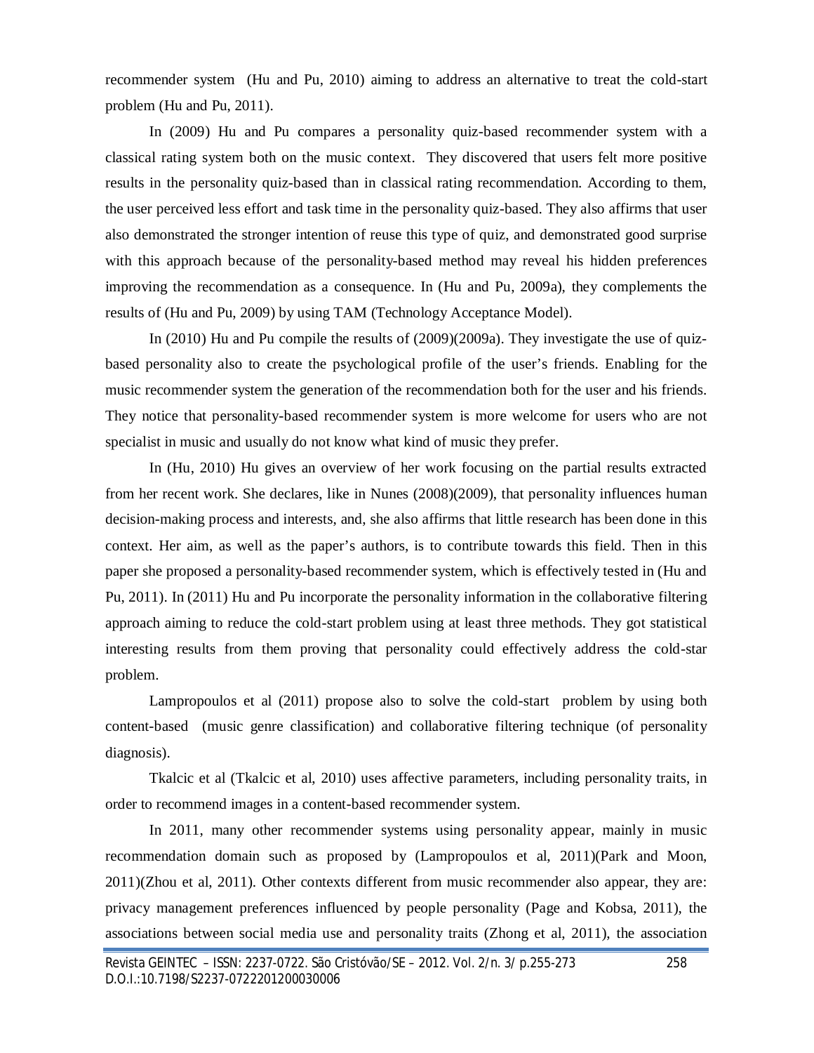recommender system (Hu and Pu, 2010) aiming to address an alternative to treat the cold-start problem (Hu and Pu, 2011).

In (2009) Hu and Pu compares a personality quiz-based recommender system with a classical rating system both on the music context. They discovered that users felt more positive results in the personality quiz-based than in classical rating recommendation. According to them, the user perceived less effort and task time in the personality quiz-based. They also affirms that user also demonstrated the stronger intention of reuse this type of quiz, and demonstrated good surprise with this approach because of the personality-based method may reveal his hidden preferences improving the recommendation as a consequence. In (Hu and Pu, 2009a), they complements the results of (Hu and Pu, 2009) by using TAM (Technology Acceptance Model).

In (2010) Hu and Pu compile the results of (2009)(2009a). They investigate the use of quiz-based personality also to create the psychological profile of the user's friends. Enabling for the music recommender system the generation of the recommendation both for the user and his friends. They notice that personality-based recommender system is more welcome for users who are not specialist in music and usually do not know what kind of music they prefer.

In (Hu, 2010) Hu gives an overview of her work focusing on the partial results extracted from her recent work. She declares, like in Nunes (2008)(2009), that personality influences human decision-making process and interests, and, she also affirms that little research has been done in this context. Her aim, as well as the paper's authors, is to contribute towards this field. Then in this paper she proposed a personality-based recommender system, which is effectively tested in (Hu and Pu, 2011). In (2011) Hu and Pu incorporate the personality information in the collaborative filtering approach aiming to reduce the cold-start problem using at least three methods. They got statistical interesting results from them proving that personality could effectively address the cold-star problem.

Lampropoulos et al (2011) propose also to solve the cold-start problem by using both content-based (music genre classification) and collaborative filtering technique (of personality diagnosis).

Tkalcic et al (Tkalcic et al, 2010) uses affective parameters, including personality traits, in order to recommend images in a content-based recommender system.

In 2011, many other recommender systems using personality appear, mainly in music recommendation domain such as proposed by (Lampropoulos et al, 2011)(Park and Moon, 2011)(Zhou et al, 2011). Other contexts different from music recommender also appear, they are: privacy management preferences influenced by people personality (Page and Kobsa, 2011), the associations between social media use and personality traits (Zhong et al, 2011), the association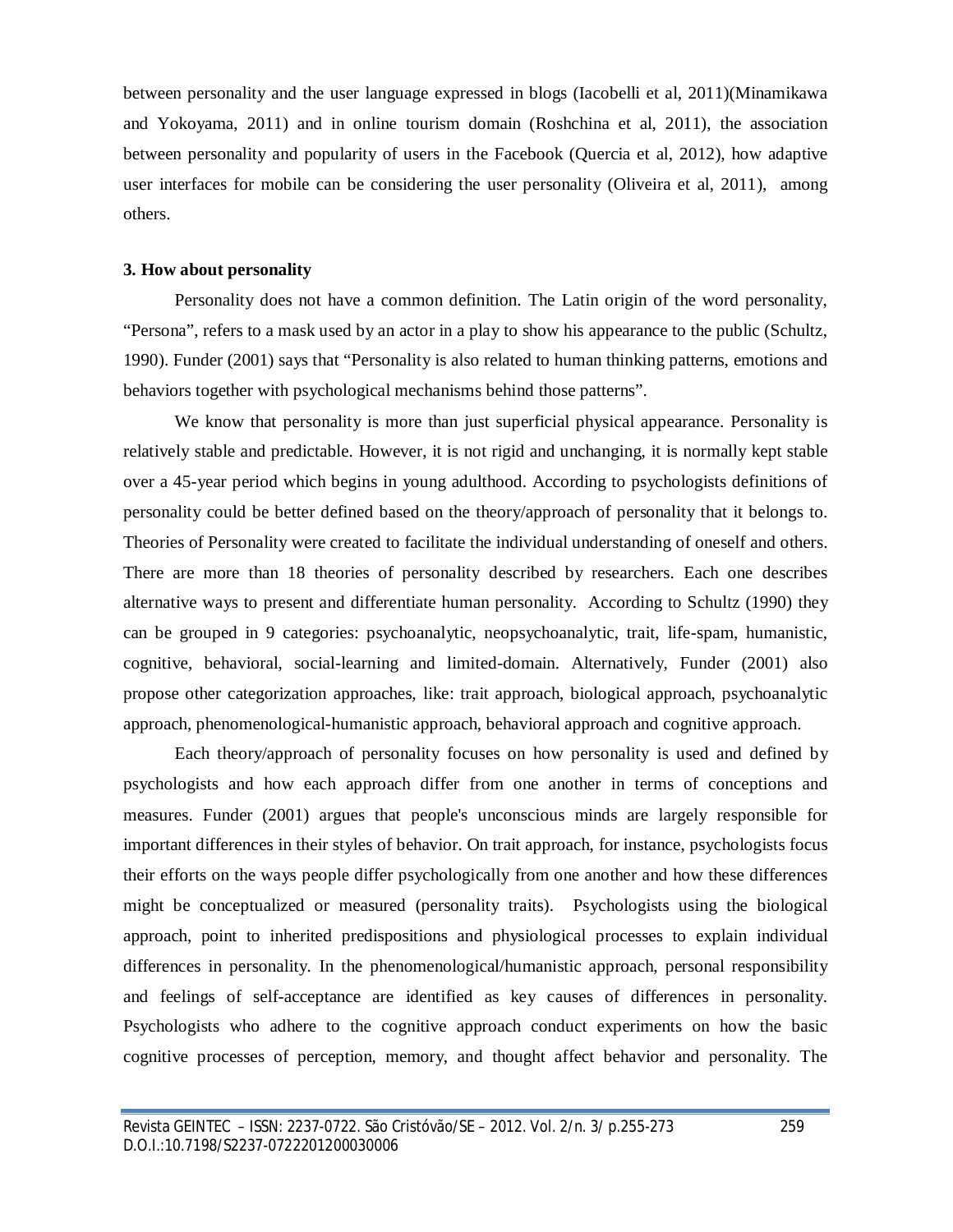between personality and the user language expressed in blogs (Iacobelli et al, 2011)(Minamikawa and Yokoyama, 2011) and in online tourism domain (Roshchina et al, 2011), the association between personality and popularity of users in the Facebook (Quercia et al, 2012), how adaptive user interfaces for mobile can be considering the user personality (Oliveira et al, 2011), among others.

**3. How about personality**

Personality does not have a common definition. The Latin origin of the word personality, "Persona", refers to a mask used by an actor in a play to show his appearance to the public (Schultz, 1990). Funder (2001) says that "Personality is also related to human thinking patterns, emotions and behaviors together with psychological mechanisms behind those patterns".

We know that personality is more than just superficial physical appearance. Personality is relatively stable and predictable. However, it is not rigid and unchanging, it is normally kept stable over a 45-year period which begins in young adulthood. According to psychologists definitions of personality could be better defined based on the theory/approach of personality that it belongs to. Theories of Personality were created to facilitate the individual understanding of oneself and others. There are more than 18 theories of personality described by researchers. Each one describes alternative ways to present and differentiate human personality. According to Schultz (1990) they can be grouped in 9 categories: psychoanalytic, neopsychoanalytic, trait, life-spam, humanistic, cognitive, behavioral, social-learning and limited-domain. Alternatively, Funder (2001) also propose other categorization approaches, like: trait approach, biological approach, psychoanalytic approach, phenomenological-humanistic approach, behavioral approach and cognitive approach.

Each theory/approach of personality focuses on how personality is used and defined by psychologists and how each approach differ from one another in terms of conceptions and measures. Funder (2001) argues that people's unconscious minds are largely responsible for important differences in their styles of behavior. On trait approach, for instance, psychologists focus their efforts on the ways people differ psychologically from one another and how these differences might be conceptualized or measured (personality traits). Psychologists using the biological approach, point to inherited predispositions and physiological processes to explain individual differences in personality. In the phenomenological/humanistic approach, personal responsibility and feelings of self-acceptance are identified as key causes of differences in personality. Psychologists who adhere to the cognitive approach conduct experiments on how the basic cognitive processes of perception, memory, and thought affect behavior and personality. The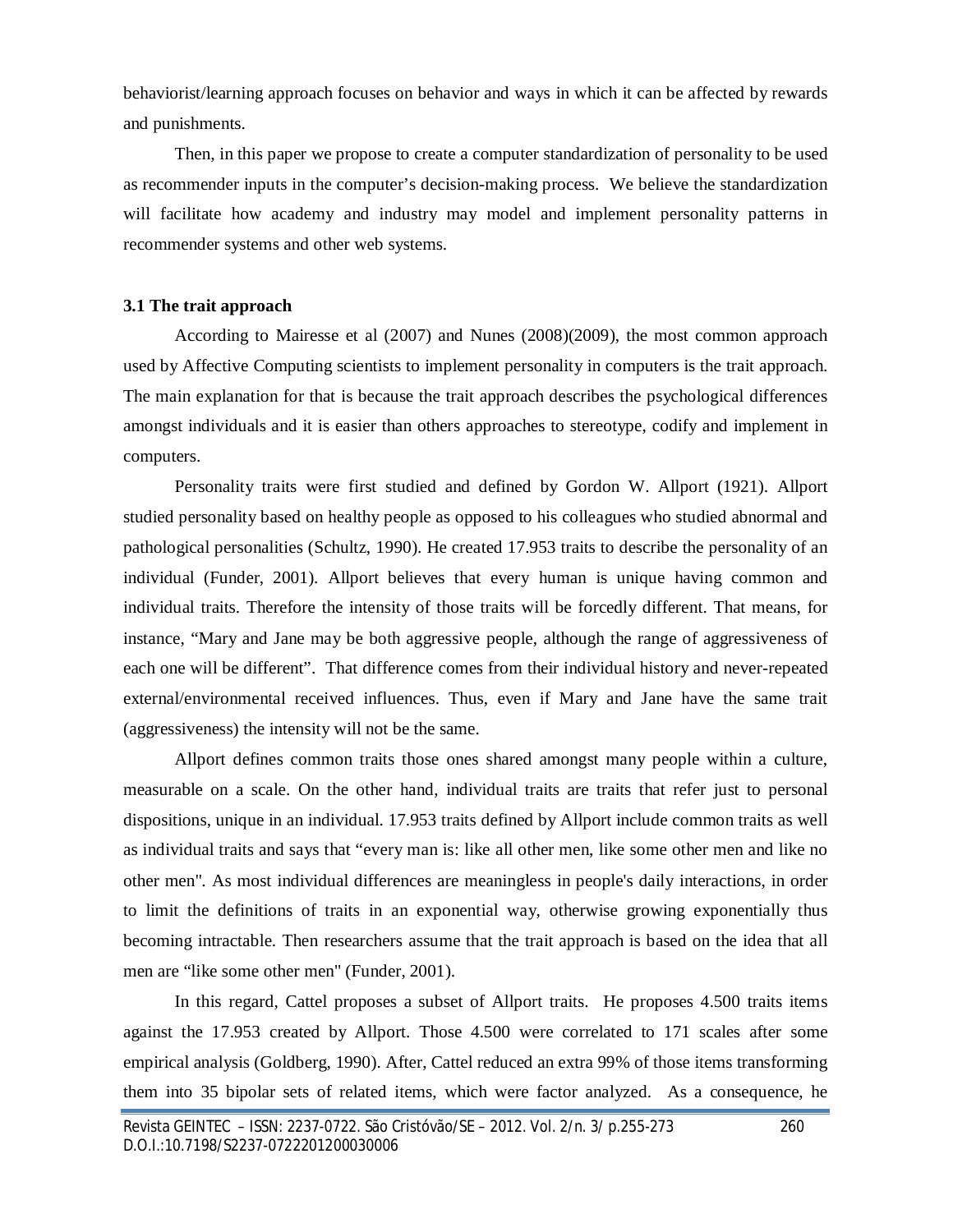behaviorist/learning approach focuses on behavior and ways in which it can be affected by rewards and punishments.

Then, in this paper we propose to create a computer standardization of personality to be used as recommender inputs in the computer's decision-making process. We believe the standardization will facilitate how academy and industry may model and implement personality patterns in recommender systems and other web systems.

### 3.1 The trait approach

According to Mairesse et al (2007) and Nunes (2008)(2009), the most common approach used by Affective Computing scientists to implement personality in computers is the trait approach. The main explanation for that is because the trait approach describes the psychological differences amongst individuals and it is easier than others approaches to stereotype, codify and implement in computers.

Personality traits were first studied and defined by Gordon W. Allport (1921). Allport studied personality based on healthy people as opposed to his colleagues who studied abnormal and pathological personalities (Schultz, 1990). He created 17.953 traits to describe the personality of an individual (Funder, 2001). Allport believes that every human is unique having common and individual traits. Therefore the intensity of those traits will be forcedly different. That means, for instance, "Mary and Jane may be both aggressive people, although the range of aggressiveness of each one will be different". That difference comes from their individual history and never-repeated external/environmental received influences. Thus, even if Mary and Jane have the same trait (aggressiveness) the intensity will not be the same.

Allport defines common traits those ones shared amongst many people within a culture, measurable on a scale. On the other hand, individual traits are traits that refer just to personal dispositions, unique in an individual. 17.953 traits defined by Allport include common traits as well as individual traits and says that "every man is: like all other men, like some other men and like no other men". As most individual differences are meaningless in people's daily interactions, in order to limit the definitions of traits in an exponential way, otherwise growing exponentially thus becoming intractable. Then researchers assume that the trait approach is based on the idea that all men are "like some other men" (Funder, 2001).

In this regard, Cattel proposes a subset of Allport traits. He proposes 4.500 traits items against the 17.953 created by Allport. Those 4.500 were correlated to 171 scales after some empirical analysis (Goldberg, 1990). After, Cattel reduced an extra 99% of those items transforming them into 35 bipolar sets of related items, which were factor analyzed. As a consequence, he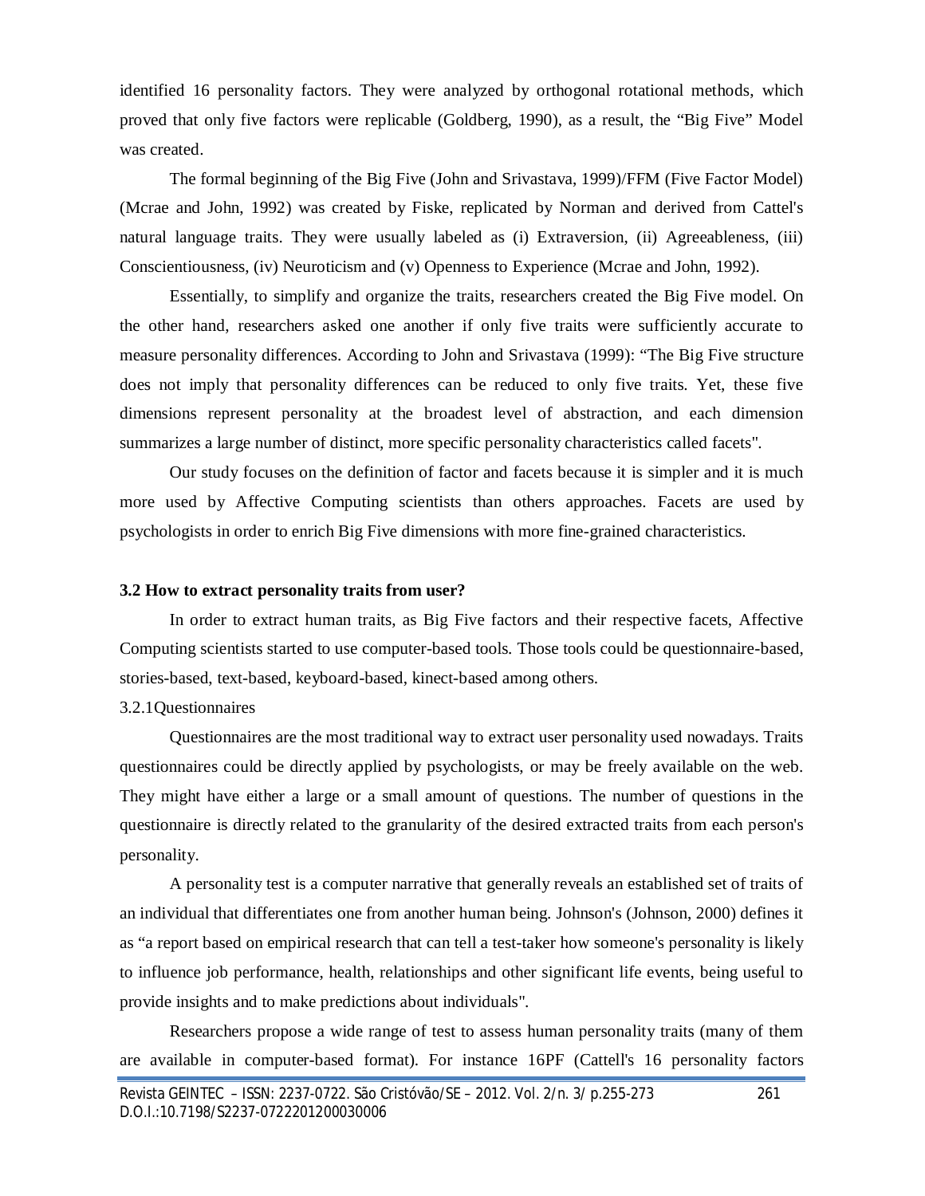identified 16 personality factors. They were analyzed by orthogonal rotational methods, which proved that only five factors were replicable (Goldberg, 1990), as a result, the "Big Five" Model was created.

The formal beginning of the Big Five (John and Srivastava, 1999)/FFM (Five Factor Model) (Mcrae and John, 1992) was created by Fiske, replicated by Norman and derived from Cattel's natural language traits. They were usually labeled as (i) Extraversion, (ii) Agreeableness, (iii) Conscientiousness, (iv) Neuroticism and (v) Openness to Experience (Mcrae and John, 1992).

Essentially, to simplify and organize the traits, researchers created the Big Five model. On the other hand, researchers asked one another if only five traits were sufficiently accurate to measure personality differences. According to John and Srivastava (1999): "The Big Five structure does not imply that personality differences can be reduced to only five traits. Yet, these five dimensions represent personality at the broadest level of abstraction, and each dimension summarizes a large number of distinct, more specific personality characteristics called facets".

Our study focuses on the definition of factor and facets because it is simpler and it is much more used by Affective Computing scientists than others approaches. Facets are used by psychologists in order to enrich Big Five dimensions with more fine-grained characteristics.

### 3.2 How to extract personality traits from user?

In order to extract human traits, as Big Five factors and their respective facets, Affective Computing scientists started to use computer-based tools. Those tools could be questionnaire-based, stories-based, text-based, keyboard-based, kinect-based among others.

#### 3.2.1Questionnaires

Questionnaires are the most traditional way to extract user personality used nowadays. Traits questionnaires could be directly applied by psychologists, or may be freely available on the web. They might have either a large or a small amount of questions. The number of questions in the questionnaire is directly related to the granularity of the desired extracted traits from each person's personality.

A personality test is a computer narrative that generally reveals an established set of traits of an individual that differentiates one from another human being. Johnson's (Johnson, 2000) defines it as "a report based on empirical research that can tell a test-taker how someone's personality is likely to influence job performance, health, relationships and other significant life events, being useful to provide insights and to make predictions about individuals".

Researchers propose a wide range of test to assess human personality traits (many of them are available in computer-based format). For instance 16PF (Cattell's 16 personality factors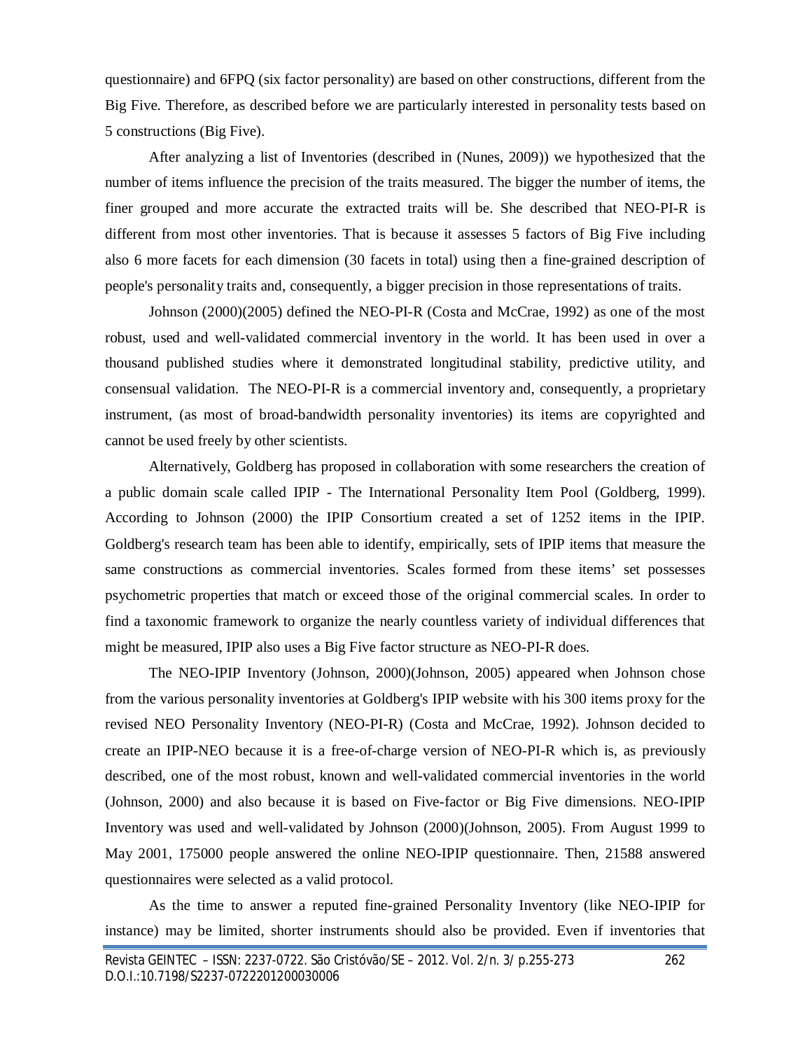questionnaire) and 6FPQ (six factor personality) are based on other constructions, different from the Big Five. Therefore, as described before we are particularly interested in personality tests based on 5 constructions (Big Five).

After analyzing a list of Inventories (described in (Nunes, 2009)) we hypothesized that the number of items influence the precision of the traits measured. The bigger the number of items, the finer grouped and more accurate the extracted traits will be. She described that NEO-PI-R is different from most other inventories. That is because it assesses 5 factors of Big Five including also 6 more facets for each dimension (30 facets in total) using then a fine-grained description of people's personality traits and, consequently, a bigger precision in those representations of traits.

Johnson (2000)(2005) defined the NEO-PI-R (Costa and McCrae, 1992) as one of the most robust, used and well-validated commercial inventory in the world. It has been used in over a thousand published studies where it demonstrated longitudinal stability, predictive utility, and consensual validation. The NEO-PI-R is a commercial inventory and, consequently, a proprietary instrument, (as most of broad-bandwidth personality inventories) its items are copyrighted and cannot be used freely by other scientists.

Alternatively, Goldberg has proposed in collaboration with some researchers the creation of a public domain scale called IPIP - The International Personality Item Pool (Goldberg, 1999). According to Johnson (2000) the IPIP Consortium created a set of 1252 items in the IPIP. Goldberg's research team has been able to identify, empirically, sets of IPIP items that measure the same constructions as commercial inventories. Scales formed from these items' set possesses psychometric properties that match or exceed those of the original commercial scales. In order to find a taxonomic framework to organize the nearly countless variety of individual differences that might be measured, IPIP also uses a Big Five factor structure as NEO-PI-R does.

The NEO-IPIP Inventory (Johnson, 2000)(Johnson, 2005) appeared when Johnson chose from the various personality inventories at Goldberg's IPIP website with his 300 items proxy for the revised NEO Personality Inventory (NEO-PI-R) (Costa and McCrae, 1992). Johnson decided to create an IPIP-NEO because it is a free-of-charge version of NEO-PI-R which is, as previously described, one of the most robust, known and well-validated commercial inventories in the world (Johnson, 2000) and also because it is based on Five-factor or Big Five dimensions. NEO-IPIP Inventory was used and well-validated by Johnson (2000)(Johnson, 2005). From August 1999 to May 2001, 175000 people answered the online NEO-IPIP questionnaire. Then, 21588 answered questionnaires were selected as a valid protocol.

As the time to answer a reputed fine-grained Personality Inventory (like NEO-IPIP for instance) may be limited, shorter instruments should also be provided. Even if inventories that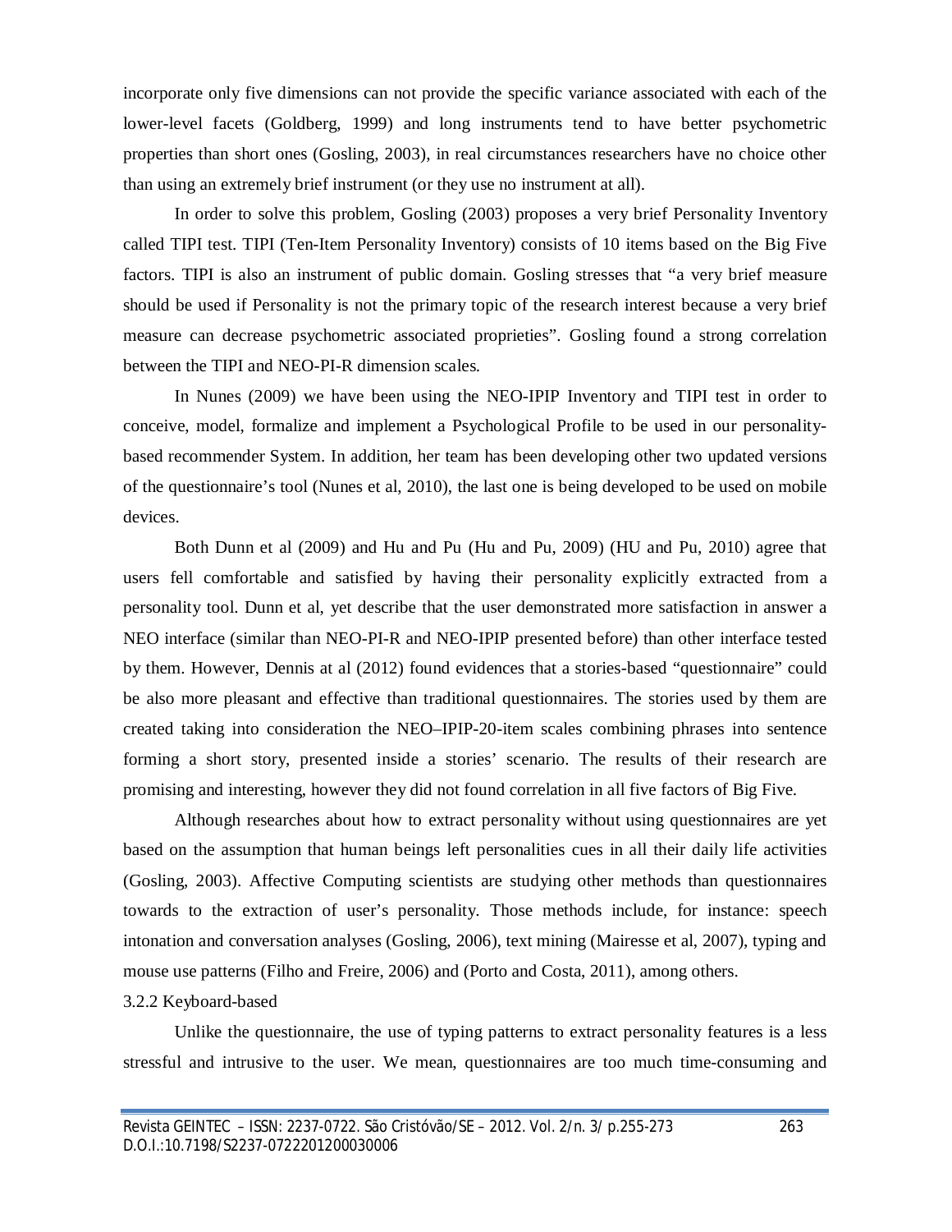incorporate only five dimensions can not provide the specific variance associated with each of the lower-level facets (Goldberg, 1999) and long instruments tend to have better psychometric properties than short ones (Gosling, 2003), in real circumstances researchers have no choice other than using an extremely brief instrument (or they use no instrument at all).

In order to solve this problem, Gosling (2003) proposes a very brief Personality Inventory called TIPI test. TIPI (Ten-Item Personality Inventory) consists of 10 items based on the Big Five factors. TIPI is also an instrument of public domain. Gosling stresses that "a very brief measure should be used if Personality is not the primary topic of the research interest because a very brief measure can decrease psychometric associated proprieties". Gosling found a strong correlation between the TIPI and NEO-PI-R dimension scales.

In Nunes (2009) we have been using the NEO-IPIP Inventory and TIPI test in order to conceive, model, formalize and implement a Psychological Profile to be used in our personality-based recommender System. In addition, her team has been developing other two updated versions of the questionnaire's tool (Nunes et al, 2010), the last one is being developed to be used on mobile devices.

Both Dunn et al (2009) and Hu and Pu (Hu and Pu, 2009) (HU and Pu, 2010) agree that users fell comfortable and satisfied by having their personality explicitly extracted from a personality tool. Dunn et al, yet describe that the user demonstrated more satisfaction in answer a NEO interface (similar than NEO-PI-R and NEO-IPIP presented before) than other interface tested by them. However, Dennis at al (2012) found evidences that a stories-based "questionnaire" could be also more pleasant and effective than traditional questionnaires. The stories used by them are created taking into consideration the NEO–IPIP-20-item scales combining phrases into sentence forming a short story, presented inside a stories' scenario. The results of their research are promising and interesting, however they did not found correlation in all five factors of Big Five.

Although researches about how to extract personality without using questionnaires are yet based on the assumption that human beings left personalities cues in all their daily life activities (Gosling, 2003). Affective Computing scientists are studying other methods than questionnaires towards to the extraction of user's personality. Those methods include, for instance: speech intonation and conversation analyses (Gosling, 2006), text mining (Mairesse et al, 2007), typing and mouse use patterns (Filho and Freire, 2006) and (Porto and Costa, 2011), among others.

### 3.2.2 Keyboard-based

Unlike the questionnaire, the use of typing patterns to extract personality features is a less stressful and intrusive to the user. We mean, questionnaires are too much time-consuming and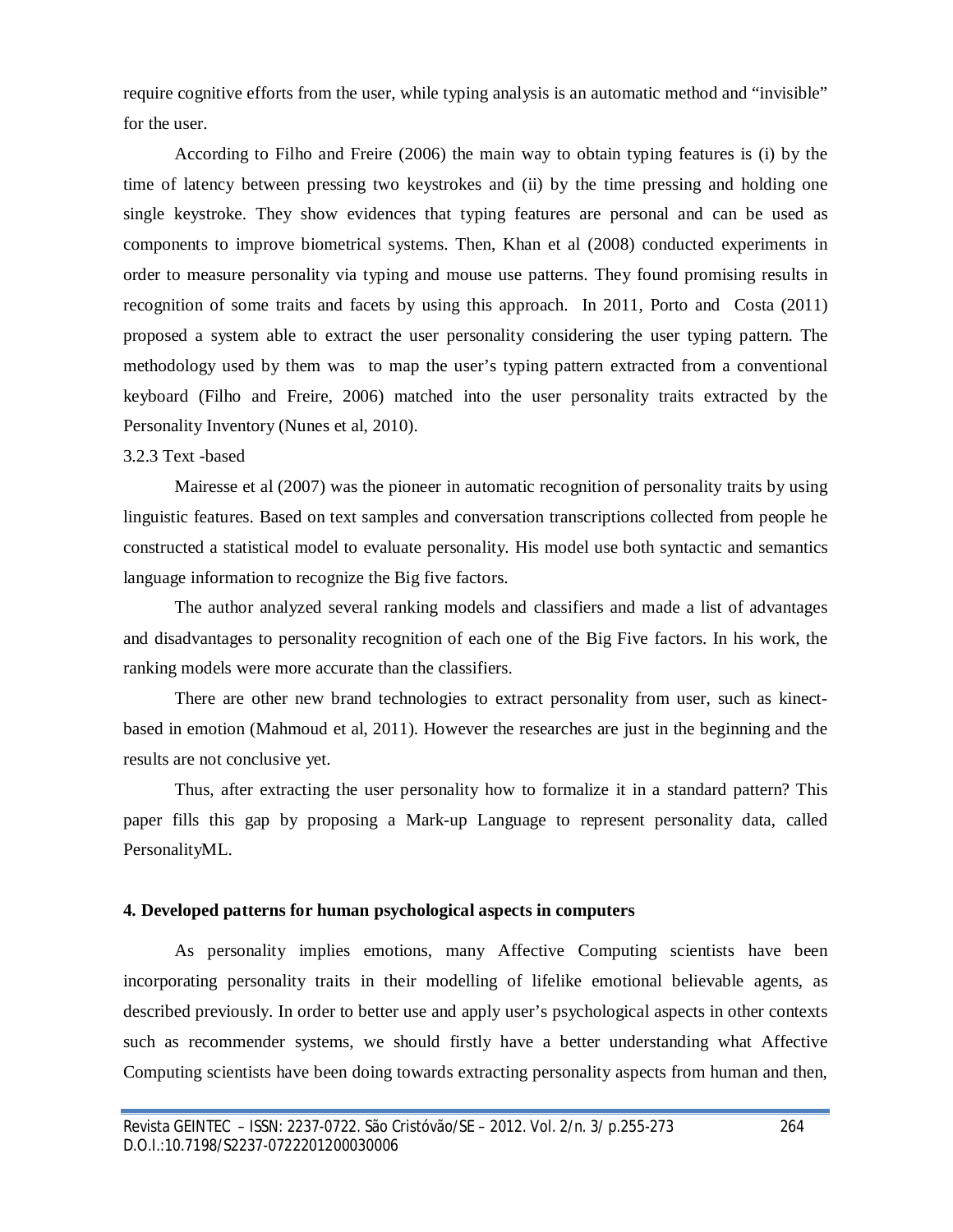require cognitive efforts from the user, while typing analysis is an automatic method and "invisible" for the user.

According to Filho and Freire (2006) the main way to obtain typing features is (i) by the time of latency between pressing two keystrokes and (ii) by the time pressing and holding one single keystroke. They show evidences that typing features are personal and can be used as components to improve biometrical systems. Then, Khan et al (2008) conducted experiments in order to measure personality via typing and mouse use patterns. They found promising results in recognition of some traits and facets by using this approach. In 2011, Porto and Costa (2011) proposed a system able to extract the user personality considering the user typing pattern. The methodology used by them was to map the user's typing pattern extracted from a conventional keyboard (Filho and Freire, 2006) matched into the user personality traits extracted by the Personality Inventory (Nunes et al, 2010).

3.2.3 Text -based

Mairesse et al (2007) was the pioneer in automatic recognition of personality traits by using linguistic features. Based on text samples and conversation transcriptions collected from people he constructed a statistical model to evaluate personality. His model use both syntactic and semantics language information to recognize the Big five factors.

The author analyzed several ranking models and classifiers and made a list of advantages and disadvantages to personality recognition of each one of the Big Five factors. In his work, the ranking models were more accurate than the classifiers.

There are other new brand technologies to extract personality from user, such as kinect-based in emotion (Mahmoud et al, 2011). However the researches are just in the beginning and the results are not conclusive yet.

Thus, after extracting the user personality how to formalize it in a standard pattern? This paper fills this gap by proposing a Mark-up Language to represent personality data, called PersonalityML.

**4. Developed patterns for human psychological aspects in computers**

As personality implies emotions, many Affective Computing scientists have been incorporating personality traits in their modelling of lifelike emotional believable agents, as described previously. In order to better use and apply user's psychological aspects in other contexts such as recommender systems, we should firstly have a better understanding what Affective Computing scientists have been doing towards extracting personality aspects from human and then,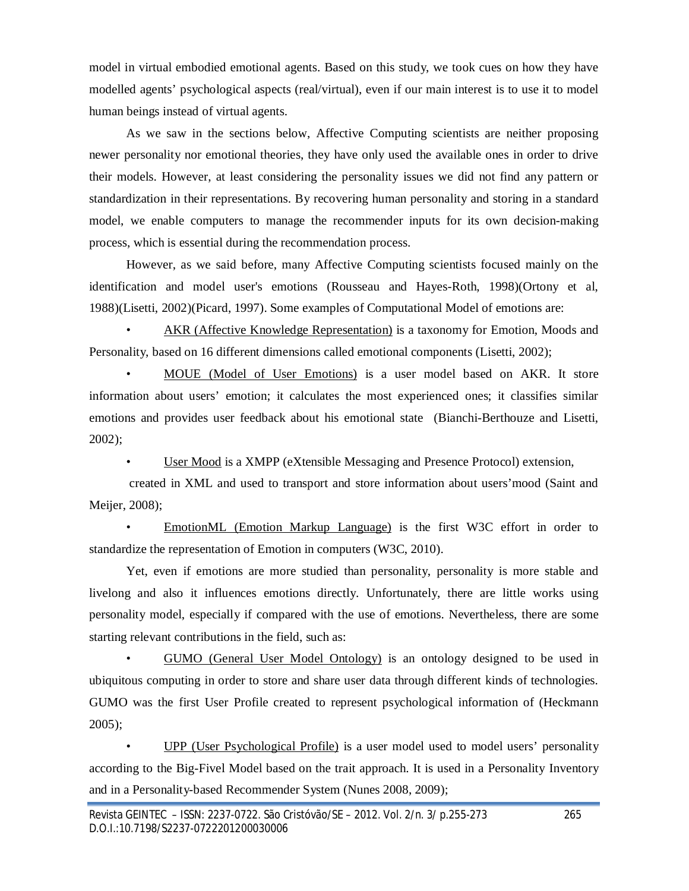model in virtual embodied emotional agents. Based on this study, we took cues on how they have modelled agents' psychological aspects (real/virtual), even if our main interest is to use it to model human beings instead of virtual agents.

As we saw in the sections below, Affective Computing scientists are neither proposing newer personality nor emotional theories, they have only used the available ones in order to drive their models. However, at least considering the personality issues we did not find any pattern or standardization in their representations. By recovering human personality and storing in a standard model, we enable computers to manage the recommender inputs for its own decision-making process, which is essential during the recommendation process.

However, as we said before, many Affective Computing scientists focused mainly on the identification and model user's emotions (Rousseau and Hayes-Roth, 1998)(Ortony et al, 1988)(Lisetti, 2002)(Picard, 1997). Some examples of Computational Model of emotions are:

- AKR (Affective Knowledge Representation) is a taxonomy for Emotion, Moods and Personality, based on 16 different dimensions called emotional components (Lisetti, 2002);
- MOUE (Model of User Emotions) is a user model based on AKR. It store information about users' emotion; it calculates the most experienced ones; it classifies similar emotions and provides user feedback about his emotional state (Bianchi-Berthouze and Lisetti, 2002);
- User Mood is a XMPP (eXtensible Messaging and Presence Protocol) extension, created in XML and used to transport and store information about users'mood (Saint and Meijer, 2008);
- EmotionML (Emotion Markup Language) is the first W3C effort in order to standardize the representation of Emotion in computers (W3C, 2010).

Yet, even if emotions are more studied than personality, personality is more stable and livelong and also it influences emotions directly. Unfortunately, there are little works using personality model, especially if compared with the use of emotions. Nevertheless, there are some starting relevant contributions in the field, such as:

- GUMO (General User Model Ontology) is an ontology designed to be used in ubiquitous computing in order to store and share user data through different kinds of technologies. GUMO was the first User Profile created to represent psychological information of (Heckmann 2005);
- UPP (User Psychological Profile) is a user model used to model users' personality according to the Big-Fivel Model based on the trait approach. It is used in a Personality Inventory and in a Personality-based Recommender System (Nunes 2008, 2009);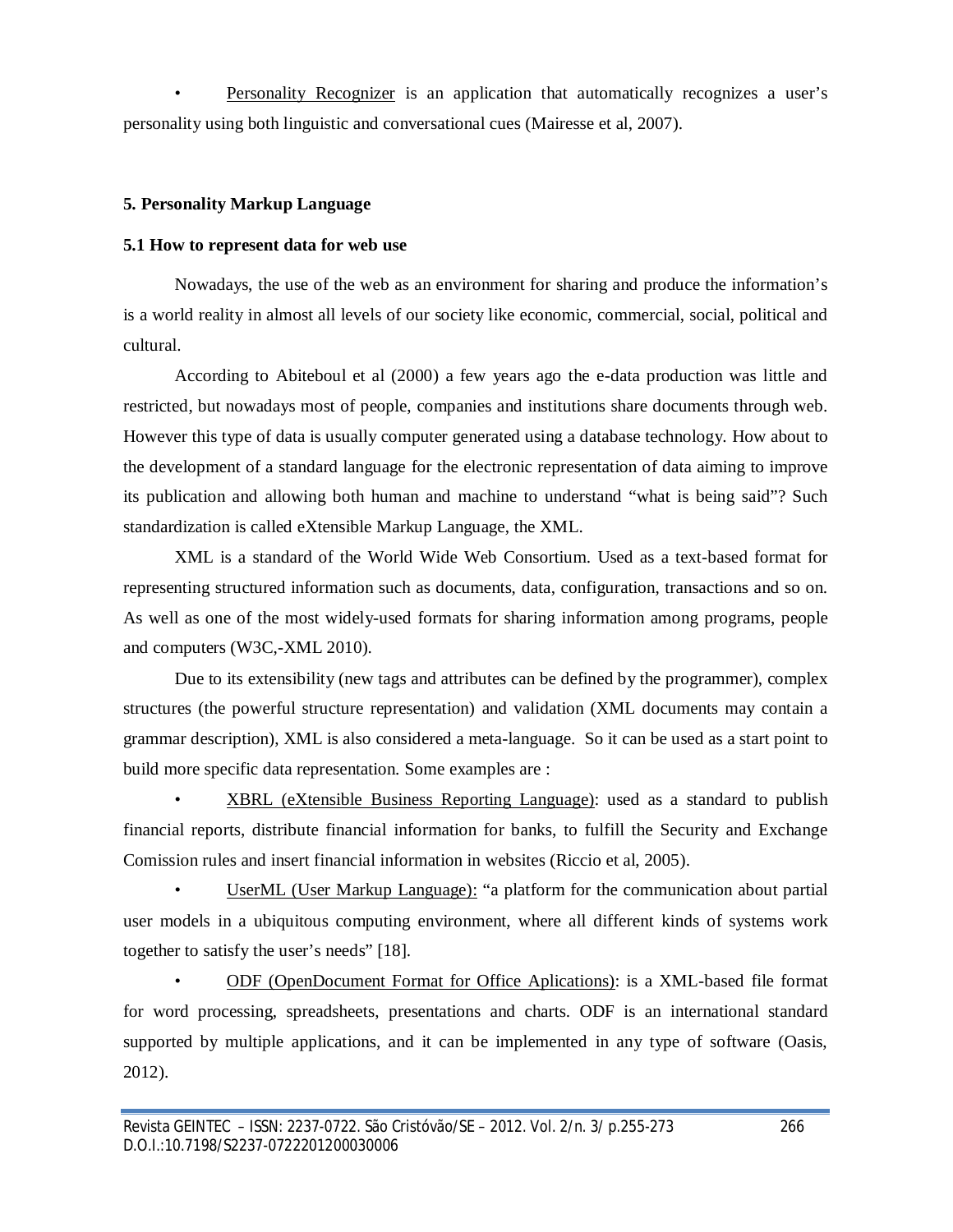- Personality Recognizer is an application that automatically recognizes a user's personality using both linguistic and conversational cues (Mairesse et al, 2007).

## 5. Personality Markup Language

### 5.1 How to represent data for web use

Nowadays, the use of the web as an environment for sharing and produce the information's is a world reality in almost all levels of our society like economic, commercial, social, political and cultural.

According to Abiteboul et al (2000) a few years ago the e-data production was little and restricted, but nowadays most of people, companies and institutions share documents through web. However this type of data is usually computer generated using a database technology. How about to the development of a standard language for the electronic representation of data aiming to improve its publication and allowing both human and machine to understand "what is being said"? Such standardization is called eXtensible Markup Language, the XML.

XML is a standard of the World Wide Web Consortium. Used as a text-based format for representing structured information such as documents, data, configuration, transactions and so on. As well as one of the most widely-used formats for sharing information among programs, people and computers (W3C,-XML 2010).

Due to its extensibility (new tags and attributes can be defined by the programmer), complex structures (the powerful structure representation) and validation (XML documents may contain a grammar description), XML is also considered a meta-language. So it can be used as a start point to build more specific data representation. Some examples are :

- XBRL (eXtensible Business Reporting Language): used as a standard to publish financial reports, distribute financial information for banks, to fulfill the Security and Exchange Comission rules and insert financial information in websites (Riccio et al, 2005).
- UserML (User Markup Language): "a platform for the communication about partial user models in a ubiquitous computing environment, where all different kinds of systems work together to satisfy the user's needs" [18].
- ODF (OpenDocument Format for Office Aplications): is a XML-based file format for word processing, spreadsheets, presentations and charts. ODF is an international standard supported by multiple applications, and it can be implemented in any type of software (Oasis, 2012).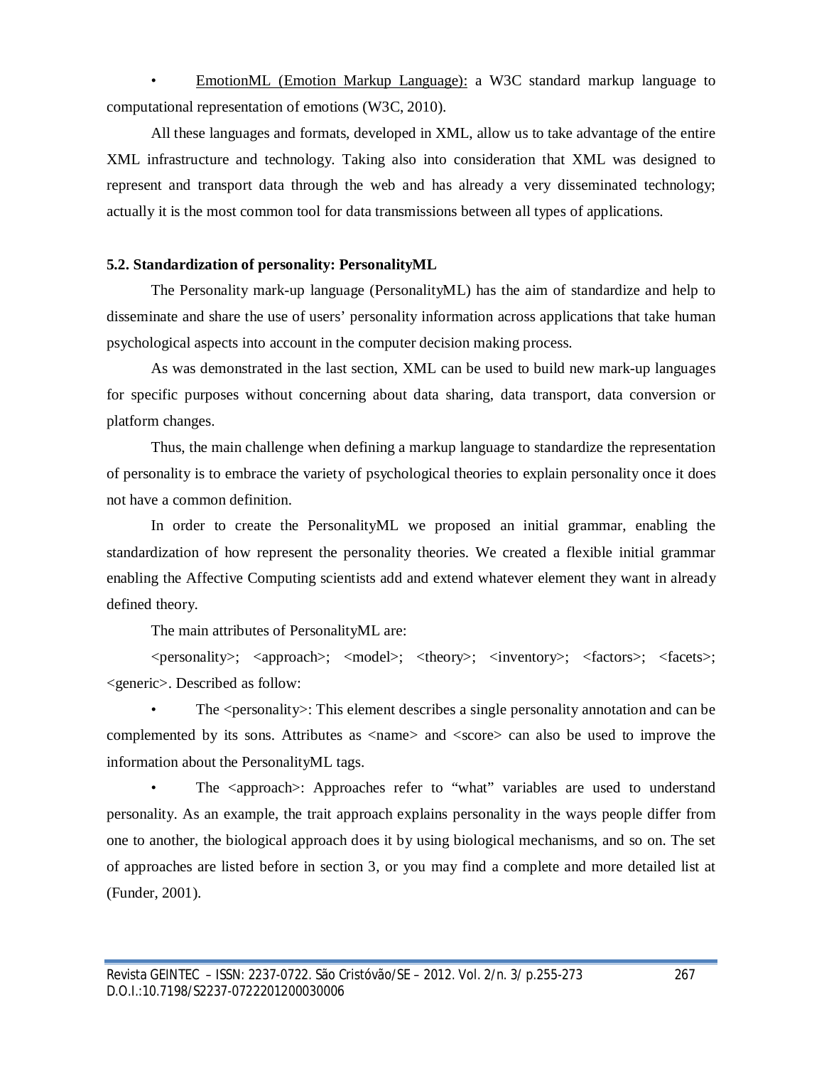- EmotionML (Emotion Markup Language): a W3C standard markup language to computational representation of emotions (W3C, 2010).

All these languages and formats, developed in XML, allow us to take advantage of the entire XML infrastructure and technology. Taking also into consideration that XML was designed to represent and transport data through the web and has already a very disseminated technology; actually it is the most common tool for data transmissions between all types of applications.

### 5.2. Standardization of personality: PersonalityML

The Personality mark-up language (PersonalityML) has the aim of standardize and help to disseminate and share the use of users' personality information across applications that take human psychological aspects into account in the computer decision making process.

As was demonstrated in the last section, XML can be used to build new mark-up languages for specific purposes without concerning about data sharing, data transport, data conversion or platform changes.

Thus, the main challenge when defining a markup language to standardize the representation of personality is to embrace the variety of psychological theories to explain personality once it does not have a common definition.

In order to create the PersonalityML we proposed an initial grammar, enabling the standardization of how represent the personality theories. We created a flexible initial grammar enabling the Affective Computing scientists add and extend whatever element they want in already defined theory.

The main attributes of PersonalityML are:

<personality>; <approach>; <model>; <theory>; <inventory>; <factors>; <facets>; <generic>. Described as follow:

- The <personality>: This element describes a single personality annotation and can be complemented by its sons. Attributes as <name> and <score> can also be used to improve the information about the PersonalityML tags.
- The <approach>: Approaches refer to "what" variables are used to understand personality. As an example, the trait approach explains personality in the ways people differ from one to another, the biological approach does it by using biological mechanisms, and so on. The set of approaches are listed before in section 3, or you may find a complete and more detailed list at (Funder, 2001).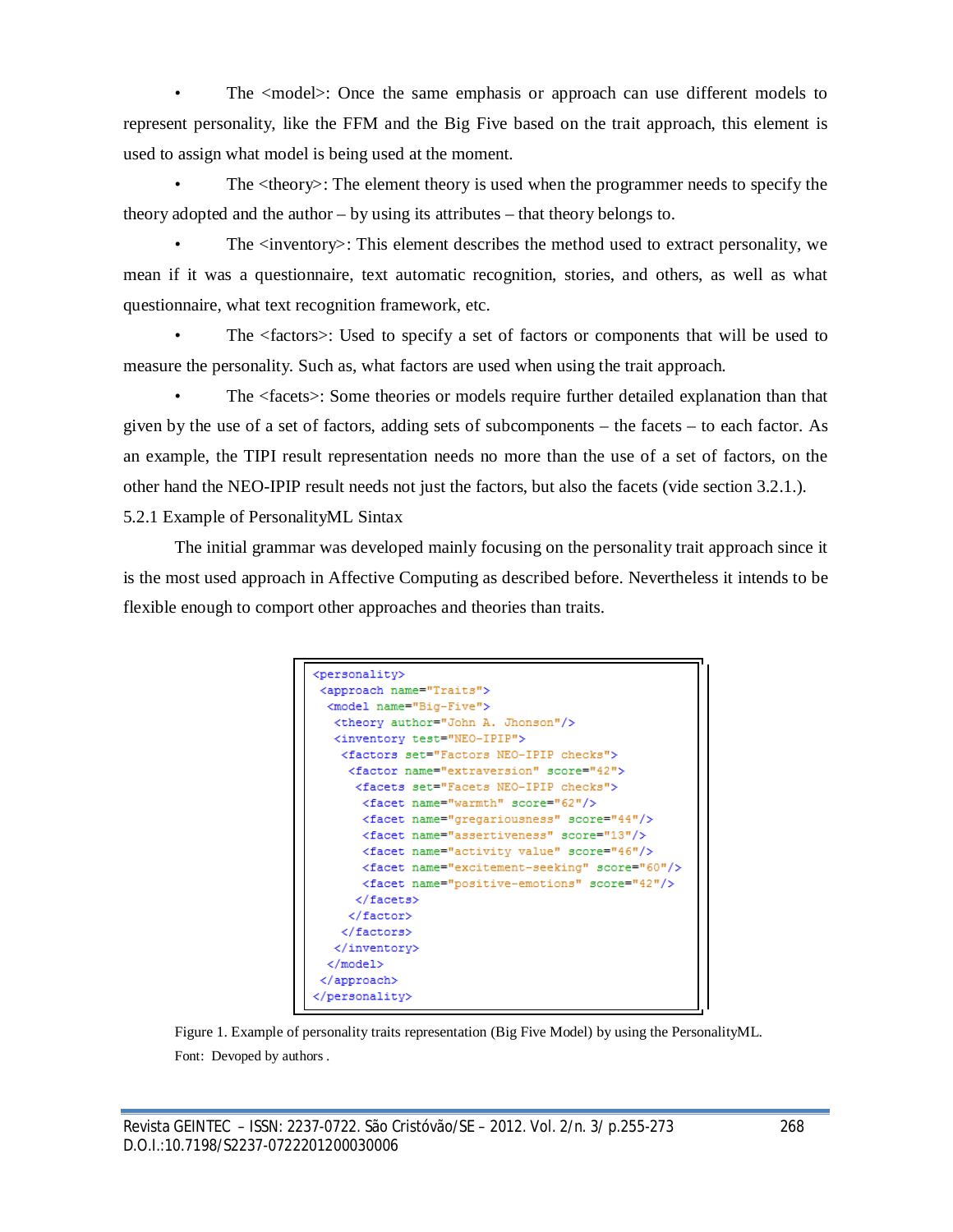- The <model>: Once the same emphasis or approach can use different models to represent personality, like the FFM and the Big Five based on the trait approach, this element is used to assign what model is being used at the moment.
- The <theory>: The element theory is used when the programmer needs to specify the theory adopted and the author – by using its attributes – that theory belongs to.
- The <inventory>: This element describes the method used to extract personality, we mean if it was a questionnaire, text automatic recognition, stories, and others, as well as what questionnaire, what text recognition framework, etc.
- The <factors>: Used to specify a set of factors or components that will be used to measure the personality. Such as, what factors are used when using the trait approach.
- The <facets>: Some theories or models require further detailed explanation than that given by the use of a set of factors, adding sets of subcomponents – the facets – to each factor. As an example, the TIPI result representation needs no more than the use of a set of factors, on the other hand the NEO-IPIP result needs not just the factors, but also the facets (vide section 3.2.1.).

5.2.1 Example of PersonalityML Sintax

The initial grammar was developed mainly focusing on the personality trait approach since it is the most used approach in Affective Computing as described before. Nevertheless it intends to be flexible enough to comport other approaches and theories than traits.

```
<personality>
 <approach name="Traits">
  <model name="Big-Five">
   <theory author="John A. Jhonson"/>
   <inventory test="NEO-IPIP">
    <factors set="Factors NEO-IPIP checks">
     <factor name="extraversion" score="42">
      <facets set="Facets NEO-IPIP checks">
       <facet name="warmth" score="62"/>
       <facet name="gregariousness" score="44"/>
       <facet name="assertiveness" score="13"/>
       <facet name="activity value" score="46"/>
       <facet name="excitement-seeking" score="60"/>
       <facet name="positive-emotions" score="42"/>
      </facets>
     </factor>
    </factors>
   </inventory>
  </model>
 </approach>
</personality>
```

Figure 1. Example of personality traits representation (Big Five Model) by using the PersonalityML.
Font: Devoped by authors .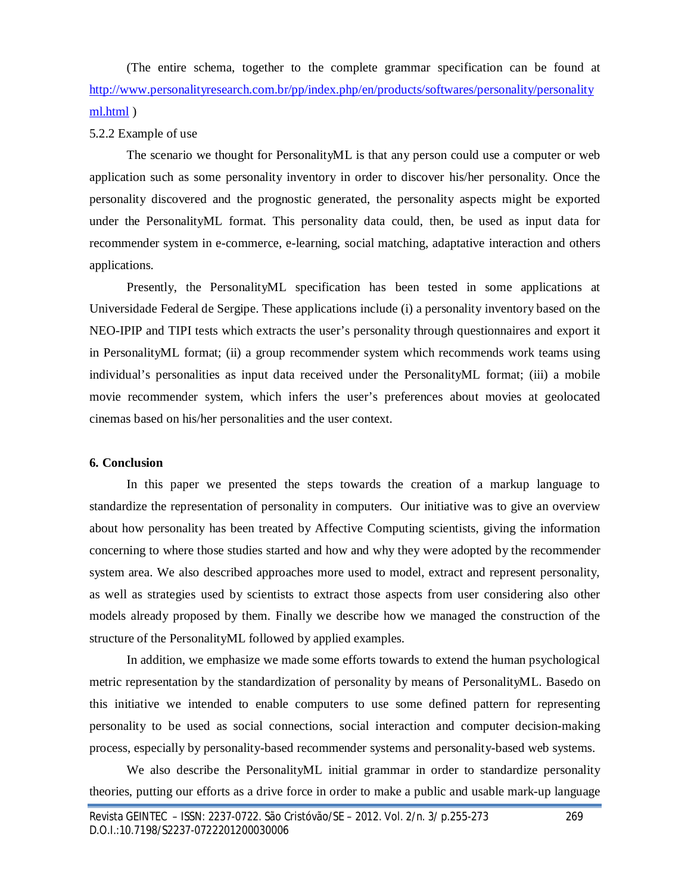(The entire schema, together to the complete grammar specification can be found at [http://www.personalityresearch.com.br/pp/index.php/en/products/softwares/personality/personalityml.html](http://www.personalityresearch.com.br/pp/index.php/en/products/softwares/personality/personalityml.html) )

5.2.2 Example of use

The scenario we thought for PersonalityML is that any person could use a computer or web application such as some personality inventory in order to discover his/her personality. Once the personality discovered and the prognostic generated, the personality aspects might be exported under the PersonalityML format. This personality data could, then, be used as input data for recommender system in e-commerce, e-learning, social matching, adaptative interaction and others applications.

Presently, the PersonalityML specification has been tested in some applications at Universidade Federal de Sergipe. These applications include (i) a personality inventory based on the NEO-IPIP and TIPI tests which extracts the user's personality through questionnaires and export it in PersonalityML format; (ii) a group recommender system which recommends work teams using individual's personalities as input data received under the PersonalityML format; (iii) a mobile movie recommender system, which infers the user's preferences about movies at geolocated cinemas based on his/her personalities and the user context.

**6. Conclusion**

In this paper we presented the steps towards the creation of a markup language to standardize the representation of personality in computers. Our initiative was to give an overview about how personality has been treated by Affective Computing scientists, giving the information concerning to where those studies started and how and why they were adopted by the recommender system area. We also described approaches more used to model, extract and represent personality, as well as strategies used by scientists to extract those aspects from user considering also other models already proposed by them. Finally we describe how we managed the construction of the structure of the PersonalityML followed by applied examples.

In addition, we emphasize we made some efforts towards to extend the human psychological metric representation by the standardization of personality by means of PersonalityML. Basedo on this initiative we intended to enable computers to use some defined pattern for representing personality to be used as social connections, social interaction and computer decision-making process, especially by personality-based recommender systems and personality-based web systems.

We also describe the PersonalityML initial grammar in order to standardize personality theories, putting our efforts as a drive force in order to make a public and usable mark-up language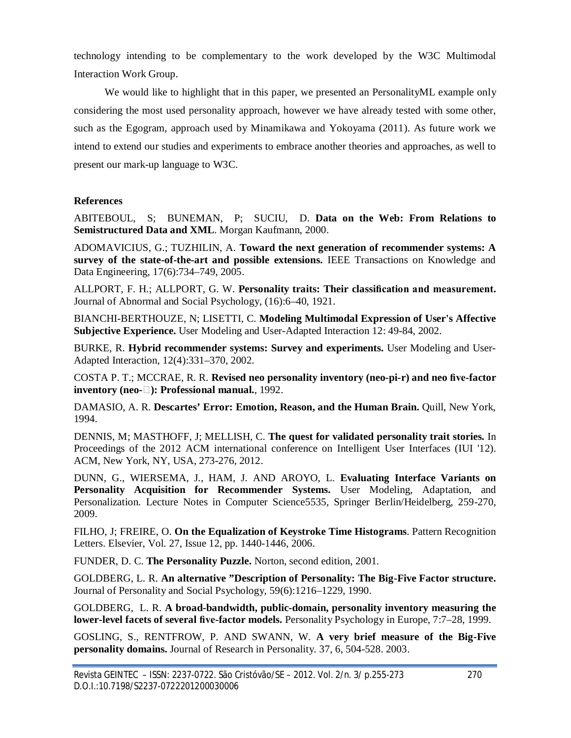technology intending to be complementary to the work developed by the W3C Multimodal Interaction Work Group.

We would like to highlight that in this paper, we presented an PersonalityML example only considering the most used personality approach, however we have already tested with some other, such as the Egogram, approach used by Minamikawa and Yokoyama (2011). As future work we intend to extend our studies and experiments to embrace another theories and approaches, as well to present our mark-up language to W3C.

**References**

ABITEBOUL, S; BUNEMAN, P; SUCIU, D. **Data on the Web: From Relations to Semistructured Data and XML**. Morgan Kaufmann, 2000.

ADOMAVICIUS, G.; TUZHILIN, A. **Toward the next generation of recommender systems: A survey of the state-of-the-art and possible extensions.** IEEE Transactions on Knowledge and Data Engineering, 17(6):734–749, 2005.

ALLPORT, F. H.; ALLPORT, G. W. **Personality traits: Their classification and measurement.** Journal of Abnormal and Social Psychology, (16):6–40, 1921.

BIANCHI-BERTHOUZE, N; LISETTI, C. **Modeling Multimodal Expression of User's Affective Subjective Experience.** User Modeling and User-Adapted Interaction 12: 49-84, 2002.

BURKE, R. **Hybrid recommender systems: Survey and experiments.** User Modeling and User-Adapted Interaction, 12(4):331–370, 2002.

COSTA P. T.; MCCRAE, R. R. **Revised neo personality inventory (neo-pi-r) and neo five-factor inventory (neo-□): Professional manual.**, 1992.

DAMASIO, A. R. **Descartes' Error: Emotion, Reason, and the Human Brain.** Quill, New York, 1994.

DENNIS, M; MASTHOFF, J; MELLISH, C. **The quest for validated personality trait stories.** In Proceedings of the 2012 ACM international conference on Intelligent User Interfaces (IUI '12). ACM, New York, NY, USA, 273-276, 2012.

DUNN, G., WIERSEMA, J., HAM, J. AND AROYO, L. **Evaluating Interface Variants on Personality Acquisition for Recommender Systems.** User Modeling, Adaptation, and Personalization. Lecture Notes in Computer Science5535, Springer Berlin/Heidelberg, 259-270, 2009.

FILHO, J; FREIRE, O. **On the Equalization of Keystroke Time Histograms**. Pattern Recognition Letters. Elsevier, Vol. 27, Issue 12, pp. 1440-1446, 2006.

FUNDER, D. C. **The Personality Puzzle.** Norton, second edition, 2001.

GOLDBERG, L. R. **An alternative "Description of Personality: The Big-Five Factor structure.** Journal of Personality and Social Psychology, 59(6):1216–1229, 1990.

GOLDBERG, L. R. **A broad-bandwidth, public-domain, personality inventory measuring the lower-level facets of several five-factor models.** Personality Psychology in Europe, 7:7–28, 1999.

GOSLING, S., RENTFROW, P. AND SWANN, W. **A very brief measure of the Big-Five personality domains.** Journal of Research in Personality. 37, 6, 504-528. 2003.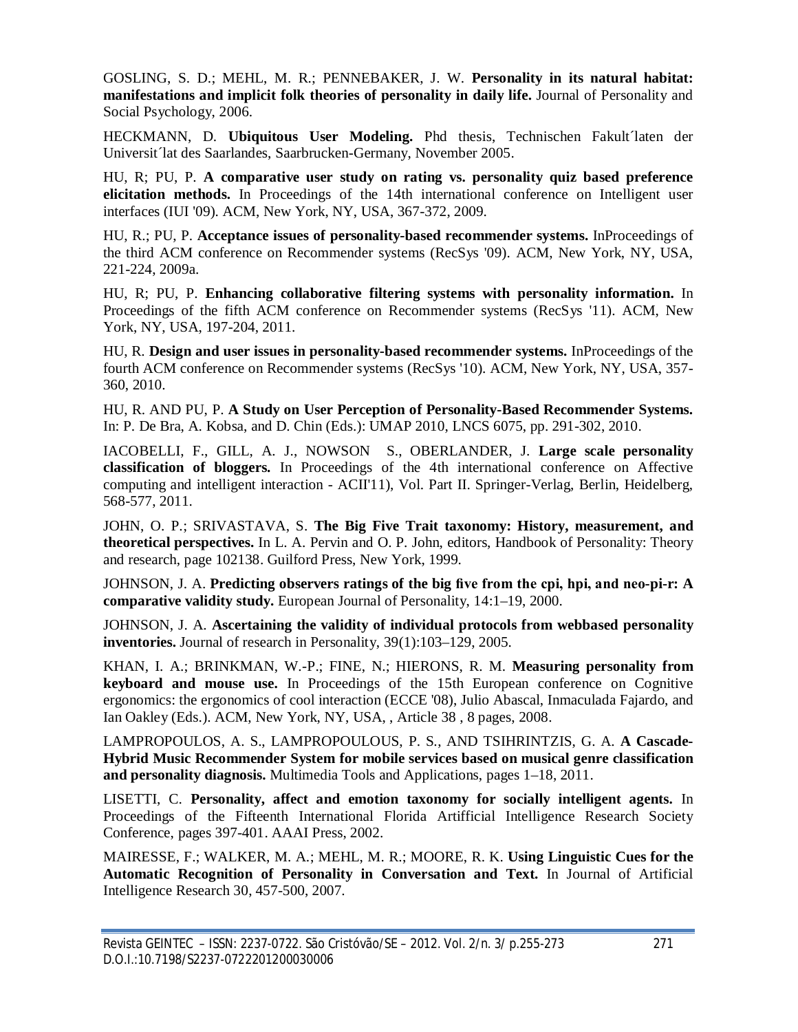GOSLING, S. D.; MEHL, M. R.; PENNEBAKER, J. W. **Personality in its natural habitat: manifestations and implicit folk theories of personality in daily life.** Journal of Personality and Social Psychology, 2006.

HECKMANN, D. **Ubiquitous User Modeling.** Phd thesis, Technischen Fakult´laten der Universit´lat des Saarlandes, Saarbrucken-Germany, November 2005.

HU, R; PU, P. **A comparative user study on rating vs. personality quiz based preference elicitation methods.** In Proceedings of the 14th international conference on Intelligent user interfaces (IUI '09). ACM, New York, NY, USA, 367-372, 2009.

HU, R.; PU, P. **Acceptance issues of personality-based recommender systems.** InProceedings of the third ACM conference on Recommender systems (RecSys '09). ACM, New York, NY, USA, 221-224, 2009a.

HU, R; PU, P. **Enhancing collaborative filtering systems with personality information.** In Proceedings of the fifth ACM conference on Recommender systems (RecSys '11). ACM, New York, NY, USA, 197-204, 2011.

HU, R. **Design and user issues in personality-based recommender systems.** InProceedings of the fourth ACM conference on Recommender systems (RecSys '10). ACM, New York, NY, USA, 357-360, 2010.

HU, R. AND PU, P. **A Study on User Perception of Personality-Based Recommender Systems.** In: P. De Bra, A. Kobsa, and D. Chin (Eds.): UMAP 2010, LNCS 6075, pp. 291-302, 2010.

IACOBELLI, F., GILL, A. J., NOWSON S., OBERLANDER, J. **Large scale personality classification of bloggers.** In Proceedings of the 4th international conference on Affective computing and intelligent interaction - ACII'11), Vol. Part II. Springer-Verlag, Berlin, Heidelberg, 568-577, 2011.

JOHN, O. P.; SRIVASTAVA, S. **The Big Five Trait taxonomy: History, measurement, and theoretical perspectives.** In L. A. Pervin and O. P. John, editors, Handbook of Personality: Theory and research, page 102138. Guilford Press, New York, 1999.

JOHNSON, J. A. **Predicting observers ratings of the big five from the cpi, hpi, and neo-pi-r: A comparative validity study.** European Journal of Personality, 14:1–19, 2000.

JOHNSON, J. A. **Ascertaining the validity of individual protocols from webbased personality inventories.** Journal of research in Personality, 39(1):103–129, 2005.

KHAN, I. A.; BRINKMAN, W.-P.; FINE, N.; HIERONS, R. M. **Measuring personality from keyboard and mouse use.** In Proceedings of the 15th European conference on Cognitive ergonomics: the ergonomics of cool interaction (ECCE '08), Julio Abascal, Inmaculada Fajardo, and Ian Oakley (Eds.). ACM, New York, NY, USA, , Article 38 , 8 pages, 2008.

LAMPROPOULOS, A. S., LAMPROPOULOUS, P. S., AND TSIHRINTZIS, G. A. **A Cascade-Hybrid Music Recommender System for mobile services based on musical genre classification and personality diagnosis.** Multimedia Tools and Applications, pages 1–18, 2011.

LISETTI, C. **Personality, affect and emotion taxonomy for socially intelligent agents.** In Proceedings of the Fifteenth International Florida Artifficial Intelligence Research Society Conference, pages 397-401. AAAI Press, 2002.

MAIRESSE, F.; WALKER, M. A.; MEHL, M. R.; MOORE, R. K. **Using Linguistic Cues for the Automatic Recognition of Personality in Conversation and Text.** In Journal of Artificial Intelligence Research 30, 457-500, 2007.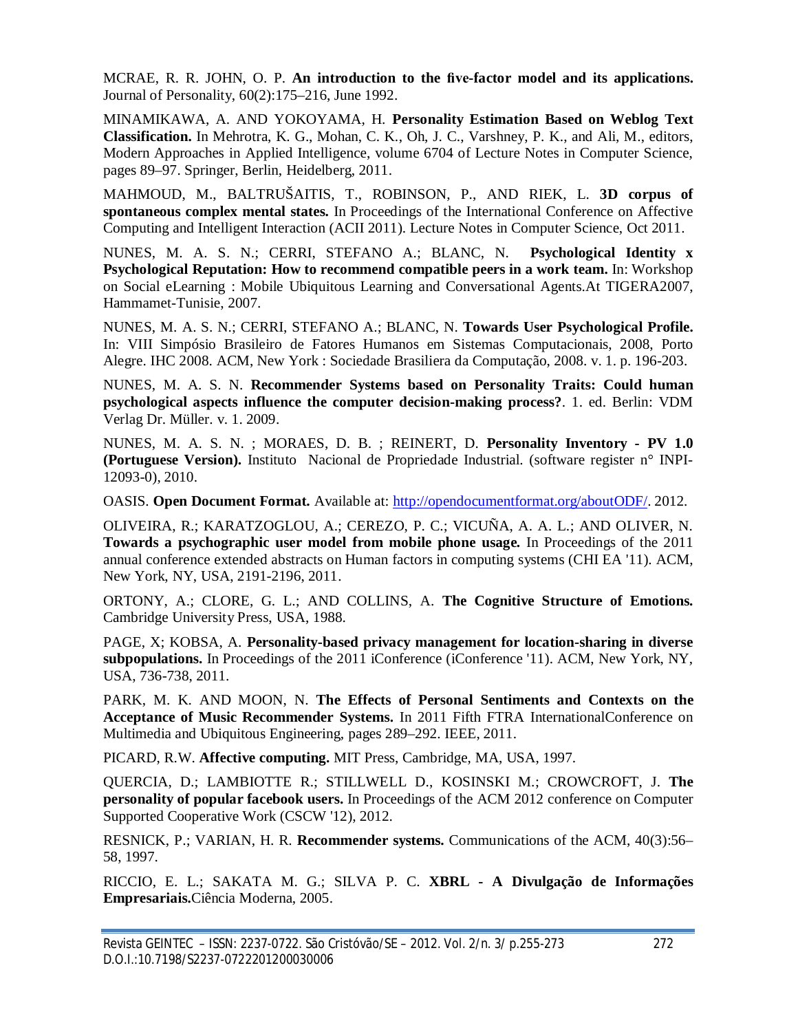MCRAE, R. R. JOHN, O. P. **An introduction to the five-factor model and its applications.** Journal of Personality, 60(2):175–216, June 1992.

MINAMIKAWA, A. AND YOKOYAMA, H. **Personality Estimation Based on Weblog Text Classification.** In Mehrotra, K. G., Mohan, C. K., Oh, J. C., Varshney, P. K., and Ali, M., editors, Modern Approaches in Applied Intelligence, volume 6704 of Lecture Notes in Computer Science, pages 89–97. Springer, Berlin, Heidelberg, 2011.

MAHMOUD, M., BALTRUŠAITIS, T., ROBINSON, P., AND RIEK, L. **3D corpus of spontaneous complex mental states.** In Proceedings of the International Conference on Affective Computing and Intelligent Interaction (ACII 2011). Lecture Notes in Computer Science, Oct 2011.

NUNES, M. A. S. N.; CERRI, STEFANO A.; BLANC, N. **Psychological Identity x Psychological Reputation: How to recommend compatible peers in a work team.** In: Workshop on Social eLearning : Mobile Ubiquitous Learning and Conversational Agents.At TIGERA2007, Hammamet-Tunisie, 2007.

NUNES, M. A. S. N.; CERRI, STEFANO A.; BLANC, N. **Towards User Psychological Profile.** In: VIII Simpósio Brasileiro de Fatores Humanos em Sistemas Computacionais, 2008, Porto Alegre. IHC 2008. ACM, New York : Sociedade Brasiliera da Computação, 2008. v. 1. p. 196-203.

NUNES, M. A. S. N. **Recommender Systems based on Personality Traits: Could human psychological aspects influence the computer decision-making process?**. 1. ed. Berlin: VDM Verlag Dr. Müller. v. 1. 2009.

NUNES, M. A. S. N. ; MORAES, D. B. ; REINERT, D. **Personality Inventory - PV 1.0 (Portuguese Version).** Instituto Nacional de Propriedade Industrial. (software register n° INPI-12093-0), 2010.

OASIS. **Open Document Format.** Available at: http://opendocumentformat.org/aboutODF/. 2012.

OLIVEIRA, R.; KARATZOGLOU, A.; CEREZO, P. C.; VICUÑA, A. A. L.; AND OLIVER, N. **Towards a psychographic user model from mobile phone usage.** In Proceedings of the 2011 annual conference extended abstracts on Human factors in computing systems (CHI EA '11). ACM, New York, NY, USA, 2191-2196, 2011.

ORTONY, A.; CLORE, G. L.; AND COLLINS, A. **The Cognitive Structure of Emotions.** Cambridge University Press, USA, 1988.

PAGE, X; KOBSA, A. **Personality-based privacy management for location-sharing in diverse subpopulations.** In Proceedings of the 2011 iConference (iConference '11). ACM, New York, NY, USA, 736-738, 2011.

PARK, M. K. AND MOON, N. **The Effects of Personal Sentiments and Contexts on the Acceptance of Music Recommender Systems.** In 2011 Fifth FTRA InternationalConference on Multimedia and Ubiquitous Engineering, pages 289–292. IEEE, 2011.

PICARD, R.W. **Affective computing.** MIT Press, Cambridge, MA, USA, 1997.

QUERCIA, D.; LAMBIOTTE R.; STILLWELL D., KOSINSKI M.; CROWCROFT, J. **The personality of popular facebook users.** In Proceedings of the ACM 2012 conference on Computer Supported Cooperative Work (CSCW '12), 2012.

RESNICK, P.; VARIAN, H. R. **Recommender systems.** Communications of the ACM, 40(3):56–58, 1997.

RICCIO, E. L.; SAKATA M. G.; SILVA P. C. **XBRL - A Divulgação de Informações Empresariais.**Ciência Moderna, 2005.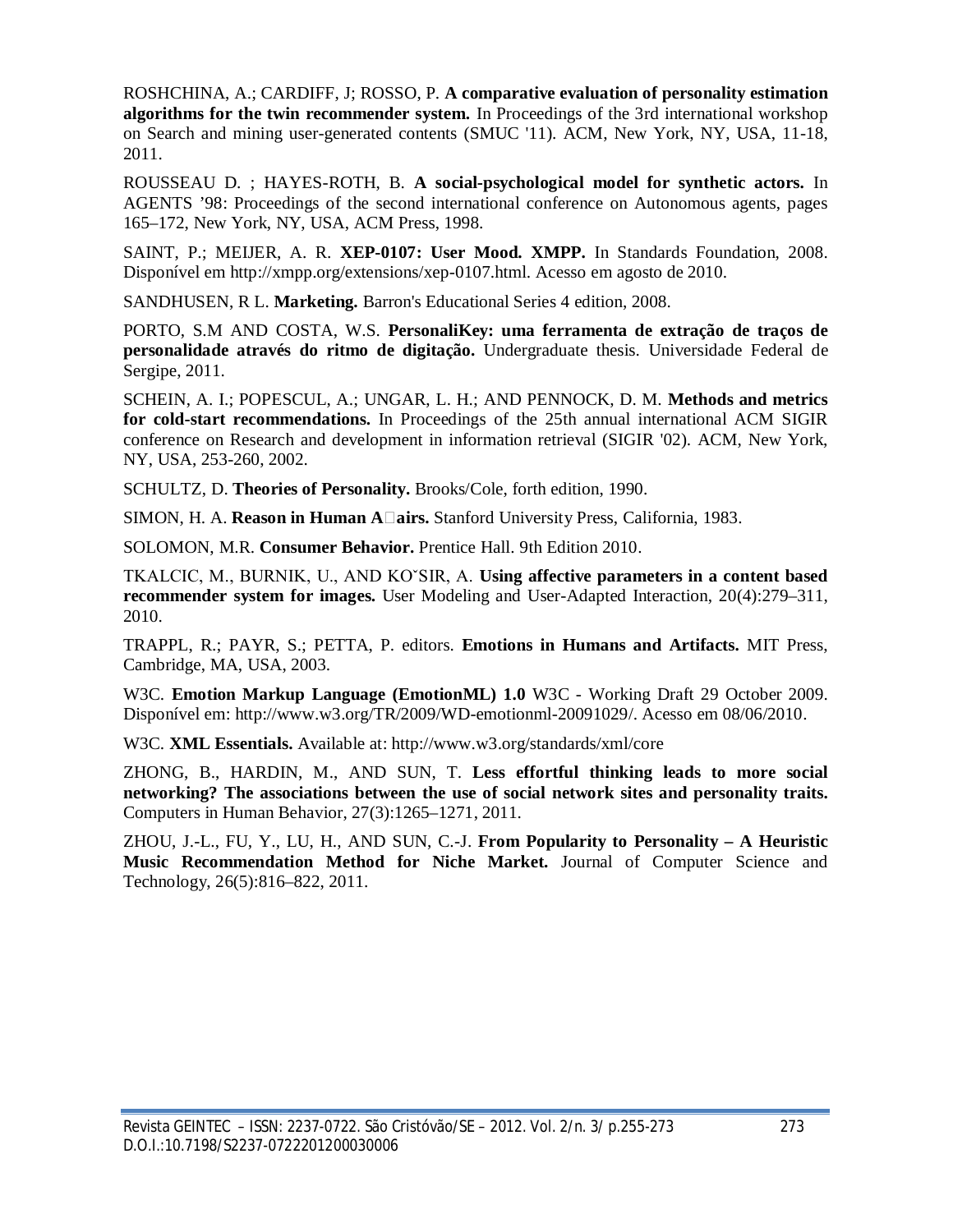ROSHCHINA, A.; CARDIFF, J; ROSSO, P. **A comparative evaluation of personality estimation algorithms for the twin recommender system.** In Proceedings of the 3rd international workshop on Search and mining user-generated contents (SMUC '11). ACM, New York, NY, USA, 11-18, 2011.

ROUSSEAU D. ; HAYES-ROTH, B. **A social-psychological model for synthetic actors.** In AGENTS '98: Proceedings of the second international conference on Autonomous agents, pages 165–172, New York, NY, USA, ACM Press, 1998.

SAINT, P.; MEIJER, A. R. **XEP-0107: User Mood. XMPP.** In Standards Foundation, 2008. Disponível em http://xmpp.org/extensions/xep-0107.html. Acesso em agosto de 2010.

SANDHUSEN, R L. **Marketing.** Barron's Educational Series 4 edition, 2008.

PORTO, S.M AND COSTA, W.S. **PersonaliKey: uma ferramenta de extração de traços de personalidade através do ritmo de digitação.** Undergraduate thesis. Universidade Federal de Sergipe, 2011.

SCHEIN, A. I.; POPESCUL, A.; UNGAR, L. H.; AND PENNOCK, D. M. **Methods and metrics for cold-start recommendations.** In Proceedings of the 25th annual international ACM SIGIR conference on Research and development in information retrieval (SIGIR '02). ACM, New York, NY, USA, 253-260, 2002.

SCHULTZ, D. **Theories of Personality.** Brooks/Cole, forth edition, 1990.

SIMON, H. A. **Reason in Human A□airs.** Stanford University Press, California, 1983.

SOLOMON, M.R. **Consumer Behavior.** Prentice Hall. 9th Edition 2010.

TKALCIC, M., BURNIK, U., AND KOˇSIR, A. **Using affective parameters in a content based recommender system for images.** User Modeling and User-Adapted Interaction, 20(4):279–311, 2010.

TRAPPL, R.; PAYR, S.; PETTA, P. editors. **Emotions in Humans and Artifacts.** MIT Press, Cambridge, MA, USA, 2003.

W3C. **Emotion Markup Language (EmotionML) 1.0** W3C - Working Draft 29 October 2009. Disponível em: http://www.w3.org/TR/2009/WD-emotionml-20091029/. Acesso em 08/06/2010.

W3C. **XML Essentials.** Available at: http://www.w3.org/standards/xml/core

ZHONG, B., HARDIN, M., AND SUN, T. **Less effortful thinking leads to more social networking? The associations between the use of social network sites and personality traits.** Computers in Human Behavior, 27(3):1265–1271, 2011.

ZHOU, J.-L., FU, Y., LU, H., AND SUN, C.-J. **From Popularity to Personality – A Heuristic Music Recommendation Method for Niche Market.** Journal of Computer Science and Technology, 26(5):816–822, 2011.